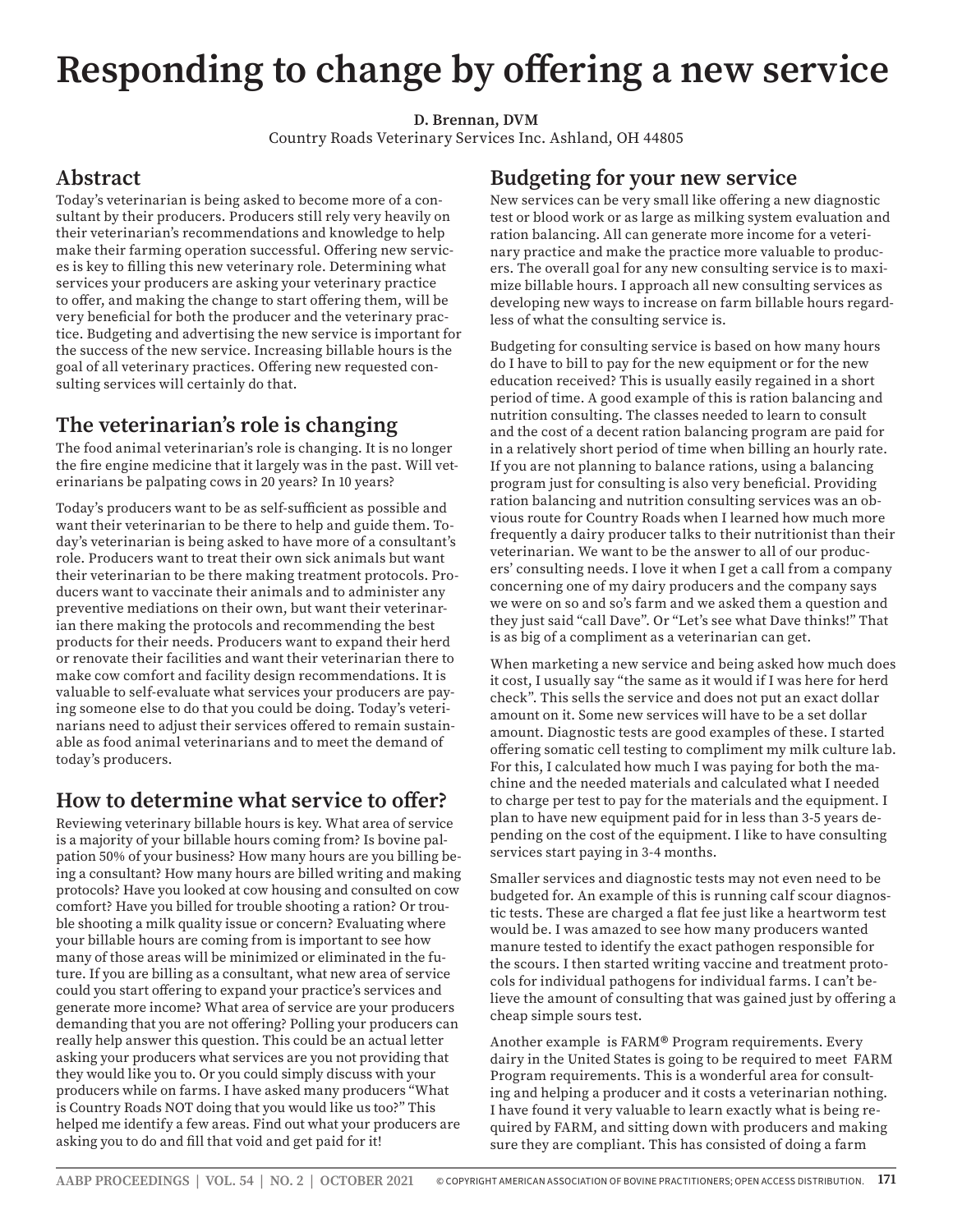# Responding to change by offering a new service

**D. Brennan, DVM**
Country Roads Veterinary Services Inc. Ashland, OH 44805

## Abstract

Today's veterinarian is being asked to become more of a consultant by their producers. Producers still rely very heavily on their veterinarian's recommendations and knowledge to help make their farming operation successful. Offering new services is key to filling this new veterinary role. Determining what services your producers are asking your veterinary practice to offer, and making the change to start offering them, will be very beneficial for both the producer and the veterinary practice. Budgeting and advertising the new service is important for the success of the new service. Increasing billable hours is the goal of all veterinary practices. Offering new requested consulting services will certainly do that.

## The veterinarian's role is changing

The food animal veterinarian's role is changing. It is no longer the fire engine medicine that it largely was in the past. Will veterinarians be palpating cows in 20 years? In 10 years?

Today's producers want to be as self-sufficient as possible and want their veterinarian to be there to help and guide them. Today's veterinarian is being asked to have more of a consultant's role. Producers want to treat their own sick animals but want their veterinarian to be there making treatment protocols. Producers want to vaccinate their animals and to administer any preventive mediations on their own, but want their veterinarian there making the protocols and recommending the best products for their needs. Producers want to expand their herd or renovate their facilities and want their veterinarian there to make cow comfort and facility design recommendations. It is valuable to self-evaluate what services your producers are paying someone else to do that you could be doing. Today's veterinarians need to adjust their services offered to remain sustainable as food animal veterinarians and to meet the demand of today's producers.

## How to determine what service to offer?

Reviewing veterinary billable hours is key. What area of service is a majority of your billable hours coming from? Is bovine palpation 50% of your business? How many hours are you billing being a consultant? How many hours are billed writing and making protocols? Have you looked at cow housing and consulted on cow comfort? Have you billed for trouble shooting a ration? Or trouble shooting a milk quality issue or concern? Evaluating where your billable hours are coming from is important to see how many of those areas will be minimized or eliminated in the future. If you are billing as a consultant, what new area of service could you start offering to expand your practice's services and generate more income? What area of service are your producers demanding that you are not offering? Polling your producers can really help answer this question. This could be an actual letter asking your producers what services are you not providing that they would like you to. Or you could simply discuss with your producers while on farms. I have asked many producers "What is Country Roads NOT doing that you would like us too?" This helped me identify a few areas. Find out what your producers are asking you to do and fill that void and get paid for it!

## Budgeting for your new service

New services can be very small like offering a new diagnostic test or blood work or as large as milking system evaluation and ration balancing. All can generate more income for a veterinary practice and make the practice more valuable to producers. The overall goal for any new consulting service is to maximize billable hours. I approach all new consulting services as developing new ways to increase on farm billable hours regardless of what the consulting service is.

Budgeting for consulting service is based on how many hours do I have to bill to pay for the new equipment or for the new education received? This is usually easily regained in a short period of time. A good example of this is ration balancing and nutrition consulting. The classes needed to learn to consult and the cost of a decent ration balancing program are paid for in a relatively short period of time when billing an hourly rate. If you are not planning to balance rations, using a balancing program just for consulting is also very beneficial. Providing ration balancing and nutrition consulting services was an obvious route for Country Roads when I learned how much more frequently a dairy producer talks to their nutritionist than their veterinarian. We want to be the answer to all of our producers' consulting needs. I love it when I get a call from a company concerning one of my dairy producers and the company says we were on so and so's farm and we asked them a question and they just said "call Dave". Or "Let's see what Dave thinks!" That is as big of a compliment as a veterinarian can get.

When marketing a new service and being asked how much does it cost, I usually say "the same as it would if I was here for herd check". This sells the service and does not put an exact dollar amount on it. Some new services will have to be a set dollar amount. Diagnostic tests are good examples of these. I started offering somatic cell testing to compliment my milk culture lab. For this, I calculated how much I was paying for both the machine and the needed materials and calculated what I needed to charge per test to pay for the materials and the equipment. I plan to have new equipment paid for in less than 3-5 years depending on the cost of the equipment. I like to have consulting services start paying in 3-4 months.

Smaller services and diagnostic tests may not even need to be budgeted for. An example of this is running calf scour diagnostic tests. These are charged a flat fee just like a heartworm test would be. I was amazed to see how many producers wanted manure tested to identify the exact pathogen responsible for the scours. I then started writing vaccine and treatment protocols for individual pathogens for individual farms. I can't believe the amount of consulting that was gained just by offering a cheap simple sours test.

Another example is FARM® Program requirements. Every dairy in the United States is going to be required to meet FARM Program requirements. This is a wonderful area for consulting and helping a producer and it costs a veterinarian nothing. I have found it very valuable to learn exactly what is being required by FARM, and sitting down with producers and making sure they are compliant. This has consisted of doing a farm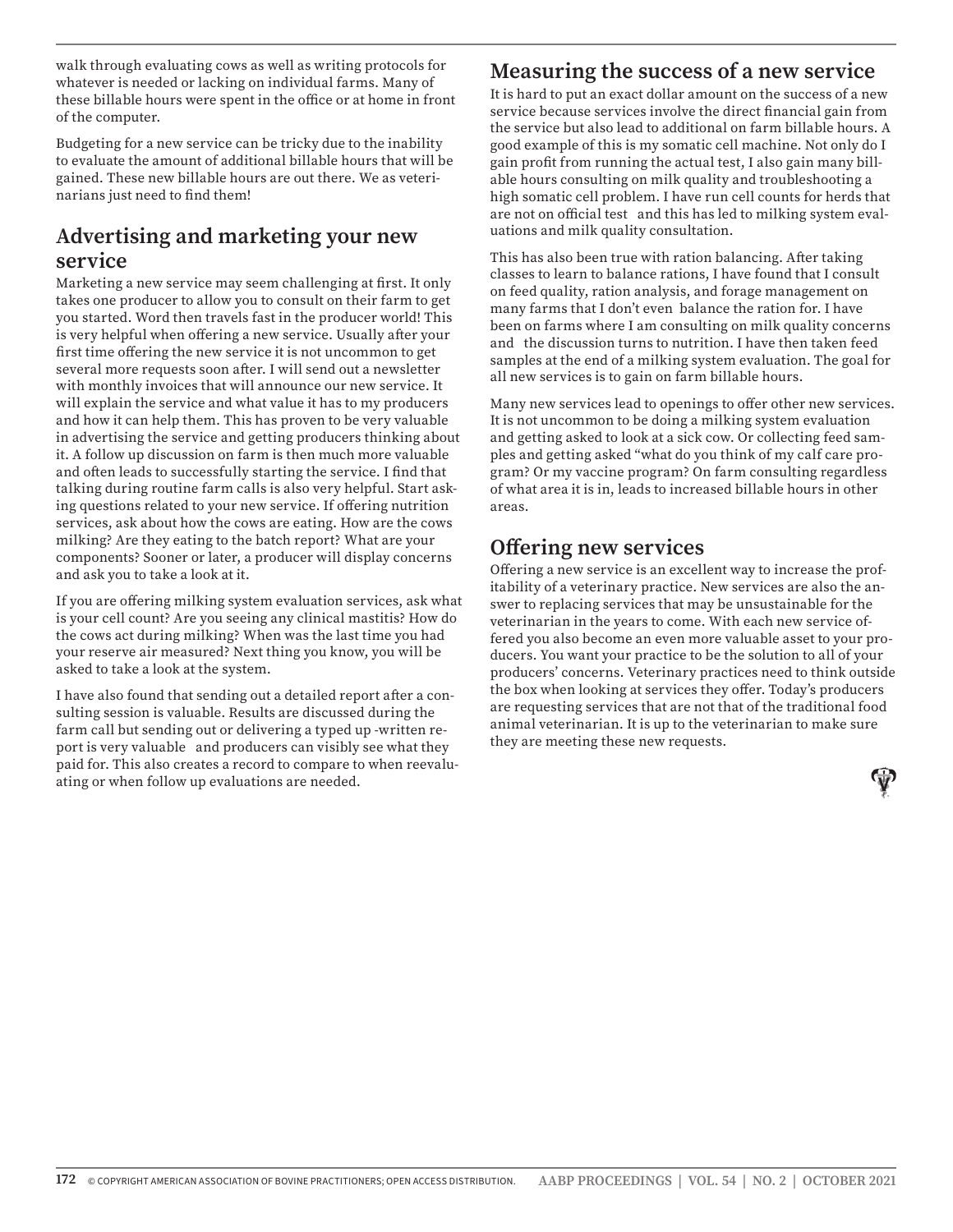walk through evaluating cows as well as writing protocols for whatever is needed or lacking on individual farms. Many of these billable hours were spent in the office or at home in front of the computer.

Budgeting for a new service can be tricky due to the inability to evaluate the amount of additional billable hours that will be gained. These new billable hours are out there. We as veterinarians just need to find them!

## Advertising and marketing your new service

Marketing a new service may seem challenging at first. It only takes one producer to allow you to consult on their farm to get you started. Word then travels fast in the producer world! This is very helpful when offering a new service. Usually after your first time offering the new service it is not uncommon to get several more requests soon after. I will send out a newsletter with monthly invoices that will announce our new service. It will explain the service and what value it has to my producers and how it can help them. This has proven to be very valuable in advertising the service and getting producers thinking about it. A follow up discussion on farm is then much more valuable and often leads to successfully starting the service. I find that talking during routine farm calls is also very helpful. Start asking questions related to your new service. If offering nutrition services, ask about how the cows are eating. How are the cows milking? Are they eating to the batch report? What are your components? Sooner or later, a producer will display concerns and ask you to take a look at it.

If you are offering milking system evaluation services, ask what is your cell count? Are you seeing any clinical mastitis? How do the cows act during milking? When was the last time you had your reserve air measured? Next thing you know, you will be asked to take a look at the system.

I have also found that sending out a detailed report after a consulting session is valuable. Results are discussed during the farm call but sending out or delivering a typed up -written report is very valuable and producers can visibly see what they paid for. This also creates a record to compare to when reevaluating or when follow up evaluations are needed.

## Measuring the success of a new service

It is hard to put an exact dollar amount on the success of a new service because services involve the direct financial gain from the service but also lead to additional on farm billable hours. A good example of this is my somatic cell machine. Not only do I gain profit from running the actual test, I also gain many billable hours consulting on milk quality and troubleshooting a high somatic cell problem. I have run cell counts for herds that are not on official test and this has led to milking system evaluations and milk quality consultation.

This has also been true with ration balancing. After taking classes to learn to balance rations, I have found that I consult on feed quality, ration analysis, and forage management on many farms that I don't even balance the ration for. I have been on farms where I am consulting on milk quality concerns and the discussion turns to nutrition. I have then taken feed samples at the end of a milking system evaluation. The goal for all new services is to gain on farm billable hours.

Many new services lead to openings to offer other new services. It is not uncommon to be doing a milking system evaluation and getting asked to look at a sick cow. Or collecting feed samples and getting asked "what do you think of my calf care program? Or my vaccine program? On farm consulting regardless of what area it is in, leads to increased billable hours in other areas.

## Offering new services

Offering a new service is an excellent way to increase the profitability of a veterinary practice. New services are also the answer to replacing services that may be unsustainable for the veterinarian in the years to come. With each new service offered you also become an even more valuable asset to your producers. You want your practice to be the solution to all of your producers' concerns. Veterinary practices need to think outside the box when looking at services they offer. Today's producers are requesting services that are not that of the traditional food animal veterinarian. It is up to the veterinarian to make sure they are meeting these new requests.